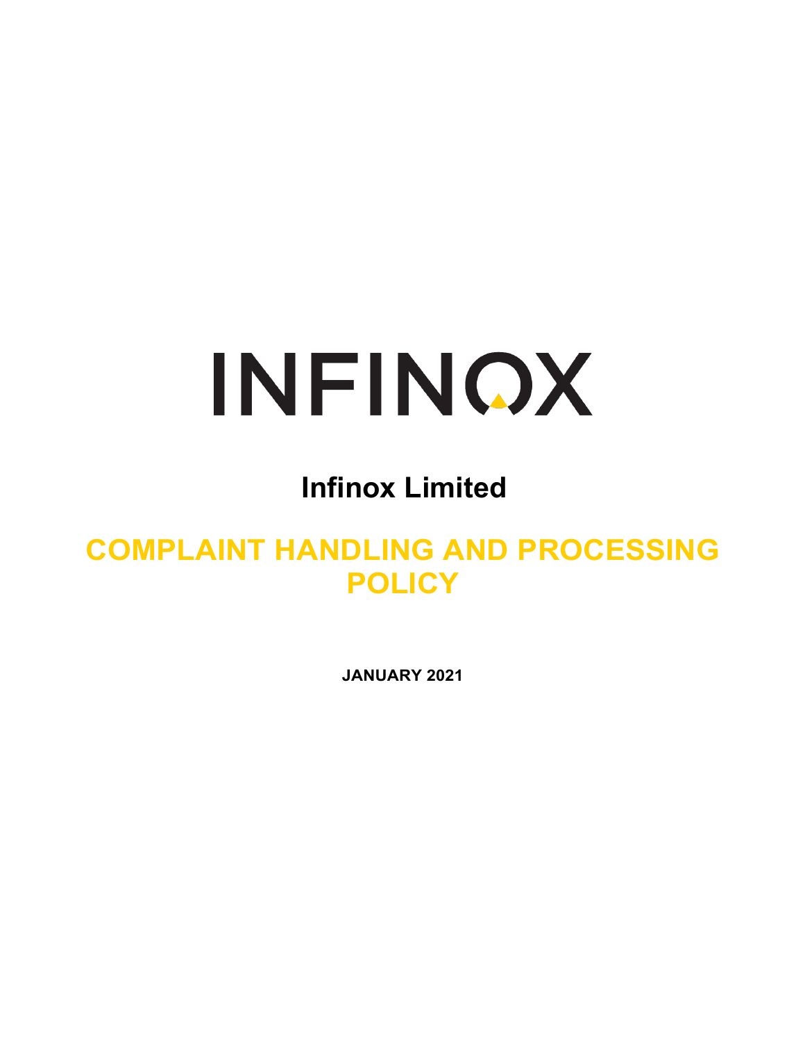# INFINOX

## Infinox Limited

# COMPLAINT HANDLING AND PROCESSING POLICY

**JANUARY 2021**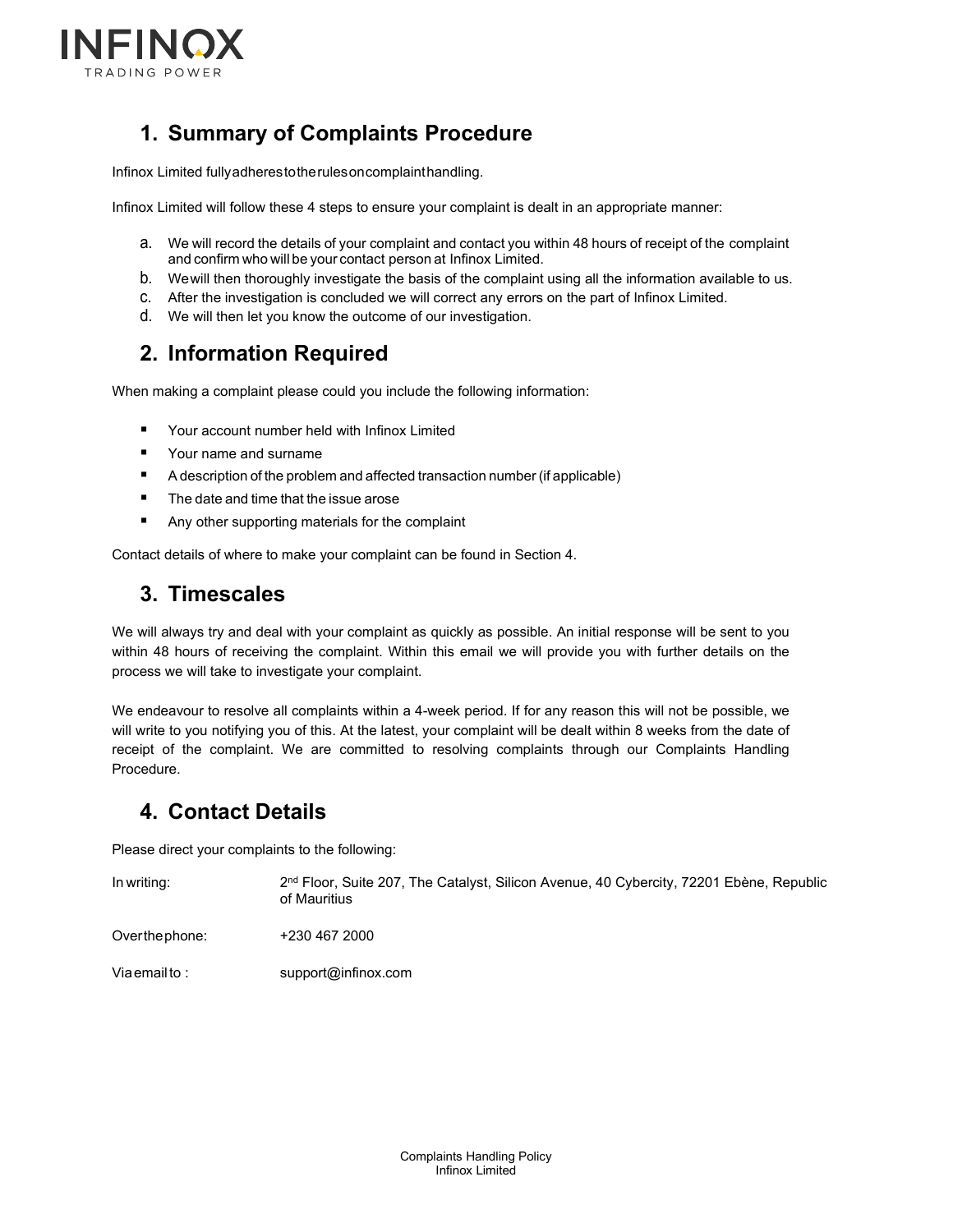## 1. Summary of Complaints Procedure

Infinox Limited fully adheres to the rules on complaint handling.

Infinox Limited will follow these 4 steps to ensure your complaint is dealt in an appropriate manner:

a. We will record the details of your complaint and contact you within 48 hours of receipt of the complaint and confirm who will be your contact person at Infinox Limited.
b. We will then thoroughly investigate the basis of the complaint using all the information available to us.
c. After the investigation is concluded we will correct any errors on the part of Infinox Limited.
d. We will then let you know the outcome of our investigation.

## 2. Information Required

When making a complaint please could you include the following information:

- Your account number held with Infinox Limited
- Your name and surname
- A description of the problem and affected transaction number (if applicable)
- The date and time that the issue arose
- Any other supporting materials for the complaint

Contact details of where to make your complaint can be found in Section 4.

## 3. Timescales

We will always try and deal with your complaint as quickly as possible. An initial response will be sent to you within 48 hours of receiving the complaint. Within this email we will provide you with further details on the process we will take to investigate your complaint.

We endeavour to resolve all complaints within a 4-week period. If for any reason this will not be possible, we will write to you notifying you of this. At the latest, your complaint will be dealt within 8 weeks from the date of receipt of the complaint. We are committed to resolving complaints through our Complaints Handling Procedure.

## 4. Contact Details

Please direct your complaints to the following:

| | |
|---|---|
| In writing: | 2nd Floor, Suite 207, The Catalyst, Silicon Avenue, 40 Cybercity, 72201 Ebène, Republic of Mauritius |
| Over the phone: | +230 467 2000 |
| Via email to : | support@infinox.com |